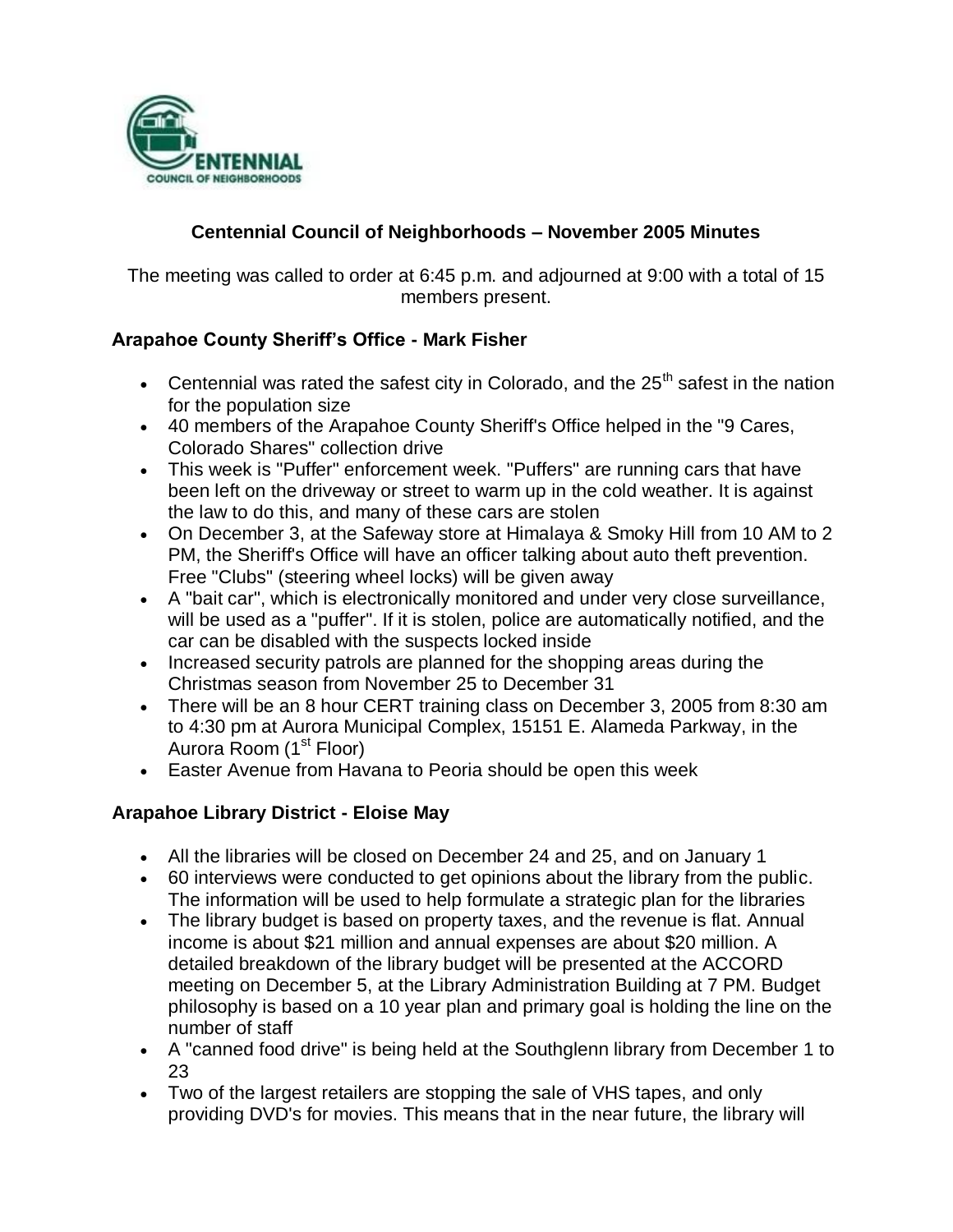# Centennial Council of Neighborhoods – November 2005 Minutes

The meeting was called to order at 6:45 p.m. and adjourned at 9:00 with a total of 15 members present.

## Arapahoe County Sheriff's Office - Mark Fisher

- Centennial was rated the safest city in Colorado, and the 25th safest in the nation for the population size
- 40 members of the Arapahoe County Sheriff's Office helped in the "9 Cares, Colorado Shares" collection drive
- This week is "Puffer" enforcement week. "Puffers" are running cars that have been left on the driveway or street to warm up in the cold weather. It is against the law to do this, and many of these cars are stolen
- On December 3, at the Safeway store at Himalaya & Smoky Hill from 10 AM to 2 PM, the Sheriff's Office will have an officer talking about auto theft prevention. Free "Clubs" (steering wheel locks) will be given away
- A "bait car", which is electronically monitored and under very close surveillance, will be used as a "puffer". If it is stolen, police are automatically notified, and the car can be disabled with the suspects locked inside
- Increased security patrols are planned for the shopping areas during the Christmas season from November 25 to December 31
- There will be an 8 hour CERT training class on December 3, 2005 from 8:30 am to 4:30 pm at Aurora Municipal Complex, 15151 E. Alameda Parkway, in the Aurora Room (1st Floor)
- Easter Avenue from Havana to Peoria should be open this week

## Arapahoe Library District - Eloise May

- All the libraries will be closed on December 24 and 25, and on January 1
- 60 interviews were conducted to get opinions about the library from the public. The information will be used to help formulate a strategic plan for the libraries
- The library budget is based on property taxes, and the revenue is flat. Annual income is about $21 million and annual expenses are about $20 million. A detailed breakdown of the library budget will be presented at the ACCORD meeting on December 5, at the Library Administration Building at 7 PM. Budget philosophy is based on a 10 year plan and primary goal is holding the line on the number of staff
- A "canned food drive" is being held at the Southglenn library from December 1 to 23
- Two of the largest retailers are stopping the sale of VHS tapes, and only providing DVD's for movies. This means that in the near future, the library will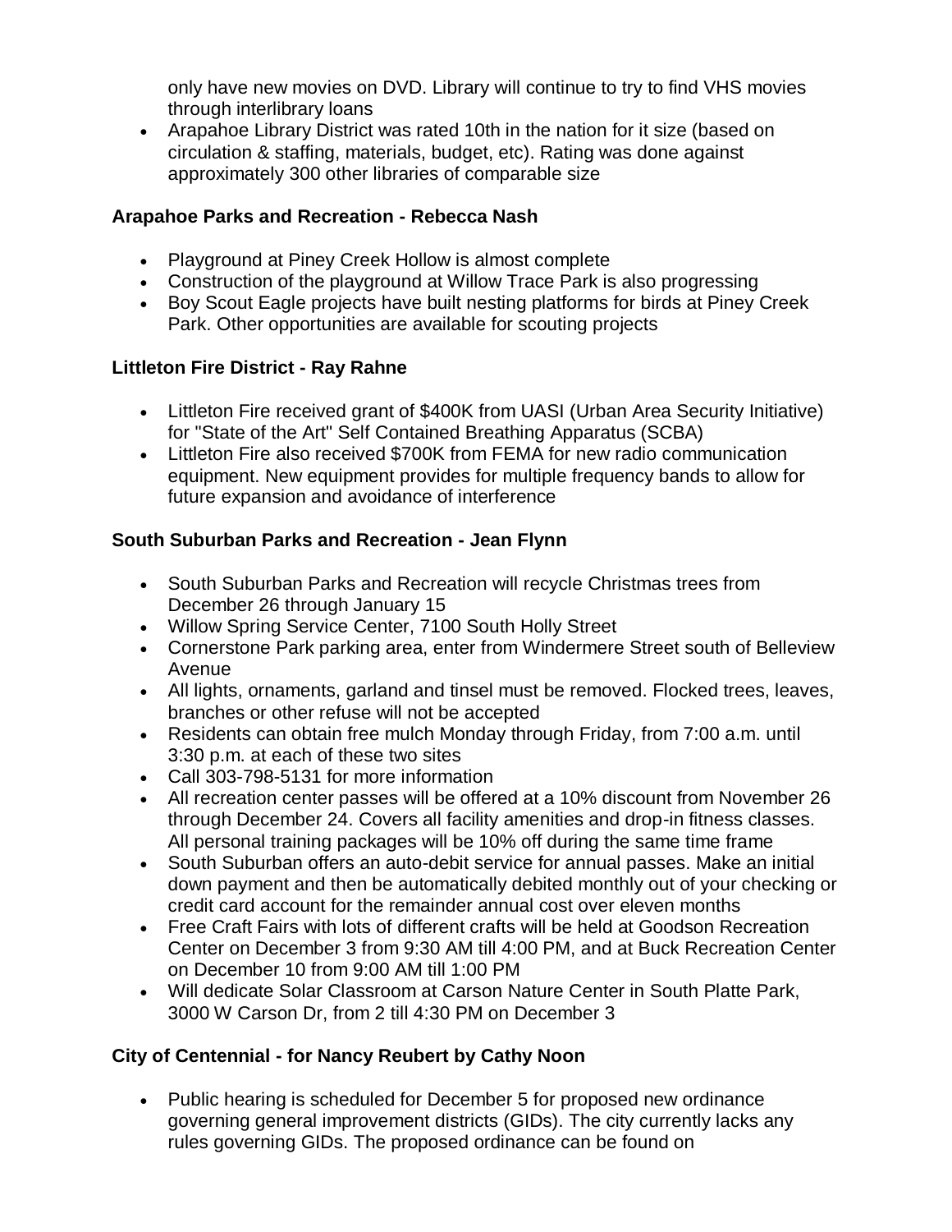only have new movies on DVD. Library will continue to try to find VHS movies through interlibrary loans

- Arapahoe Library District was rated 10th in the nation for it size (based on circulation & staffing, materials, budget, etc). Rating was done against approximately 300 other libraries of comparable size

**Arapahoe Parks and Recreation - Rebecca Nash**

- Playground at Piney Creek Hollow is almost complete
- Construction of the playground at Willow Trace Park is also progressing
- Boy Scout Eagle projects have built nesting platforms for birds at Piney Creek Park. Other opportunities are available for scouting projects

**Littleton Fire District - Ray Rahne**

- Littleton Fire received grant of $400K from UASI (Urban Area Security Initiative) for "State of the Art" Self Contained Breathing Apparatus (SCBA)
- Littleton Fire also received $700K from FEMA for new radio communication equipment. New equipment provides for multiple frequency bands to allow for future expansion and avoidance of interference

**South Suburban Parks and Recreation - Jean Flynn**

- South Suburban Parks and Recreation will recycle Christmas trees from December 26 through January 15
- Willow Spring Service Center, 7100 South Holly Street
- Cornerstone Park parking area, enter from Windermere Street south of Belleview Avenue
- All lights, ornaments, garland and tinsel must be removed. Flocked trees, leaves, branches or other refuse will not be accepted
- Residents can obtain free mulch Monday through Friday, from 7:00 a.m. until 3:30 p.m. at each of these two sites
- Call 303-798-5131 for more information
- All recreation center passes will be offered at a 10% discount from November 26 through December 24. Covers all facility amenities and drop-in fitness classes. All personal training packages will be 10% off during the same time frame
- South Suburban offers an auto-debit service for annual passes. Make an initial down payment and then be automatically debited monthly out of your checking or credit card account for the remainder annual cost over eleven months
- Free Craft Fairs with lots of different crafts will be held at Goodson Recreation Center on December 3 from 9:30 AM till 4:00 PM, and at Buck Recreation Center on December 10 from 9:00 AM till 1:00 PM
- Will dedicate Solar Classroom at Carson Nature Center in South Platte Park, 3000 W Carson Dr, from 2 till 4:30 PM on December 3

**City of Centennial - for Nancy Reubert by Cathy Noon**

- Public hearing is scheduled for December 5 for proposed new ordinance governing general improvement districts (GIDs). The city currently lacks any rules governing GIDs. The proposed ordinance can be found on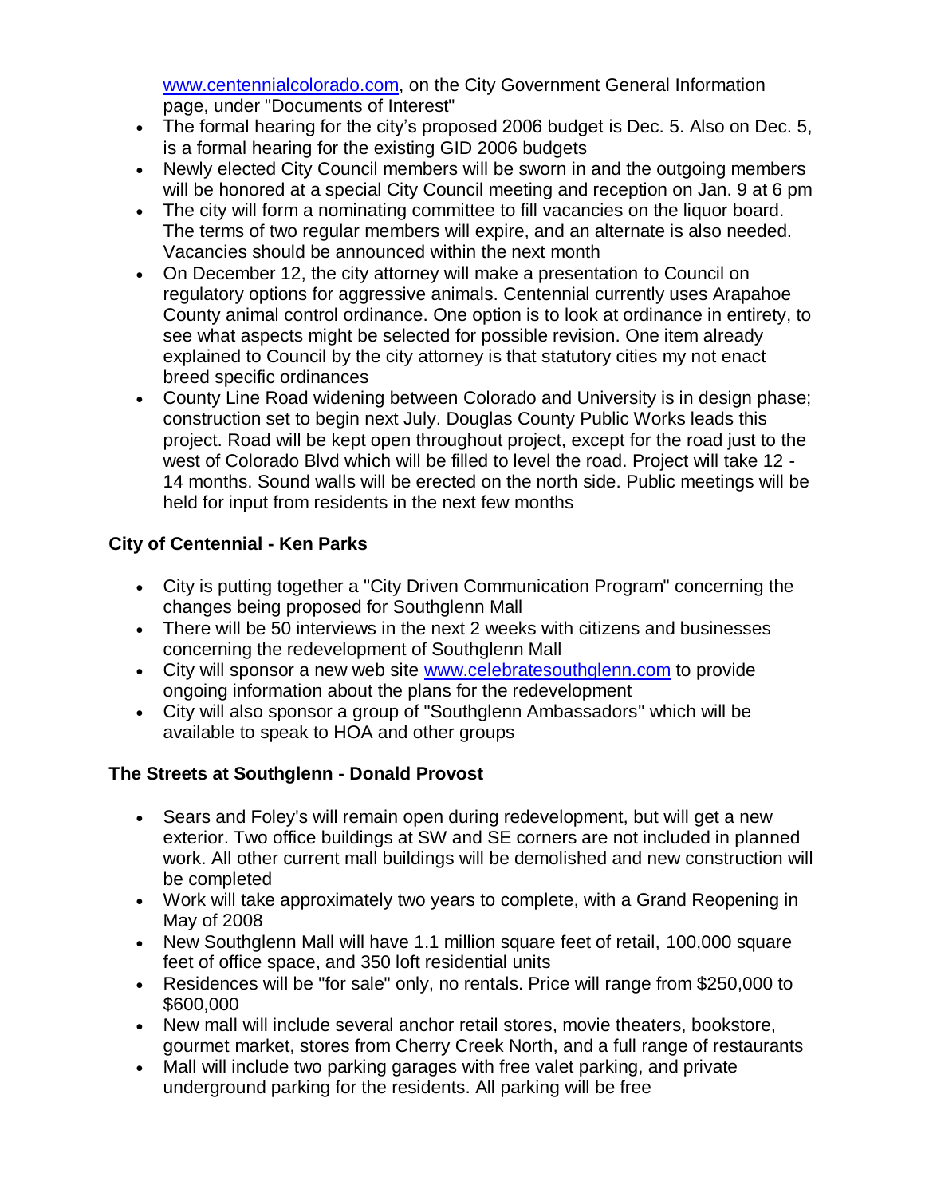www.centennialcolorado.com, on the City Government General Information page, under "Documents of Interest"

- The formal hearing for the city's proposed 2006 budget is Dec. 5. Also on Dec. 5, is a formal hearing for the existing GID 2006 budgets
- Newly elected City Council members will be sworn in and the outgoing members will be honored at a special City Council meeting and reception on Jan. 9 at 6 pm
- The city will form a nominating committee to fill vacancies on the liquor board. The terms of two regular members will expire, and an alternate is also needed. Vacancies should be announced within the next month
- On December 12, the city attorney will make a presentation to Council on regulatory options for aggressive animals. Centennial currently uses Arapahoe County animal control ordinance. One option is to look at ordinance in entirety, to see what aspects might be selected for possible revision. One item already explained to Council by the city attorney is that statutory cities my not enact breed specific ordinances
- County Line Road widening between Colorado and University is in design phase; construction set to begin next July. Douglas County Public Works leads this project. Road will be kept open throughout project, except for the road just to the west of Colorado Blvd which will be filled to level the road. Project will take 12 - 14 months. Sound walls will be erected on the north side. Public meetings will be held for input from residents in the next few months

### City of Centennial - Ken Parks

- City is putting together a "City Driven Communication Program" concerning the changes being proposed for Southglenn Mall
- There will be 50 interviews in the next 2 weeks with citizens and businesses concerning the redevelopment of Southglenn Mall
- City will sponsor a new web site www.celebratesouthglenn.com to provide ongoing information about the plans for the redevelopment
- City will also sponsor a group of "Southglenn Ambassadors" which will be available to speak to HOA and other groups

### The Streets at Southglenn - Donald Provost

- Sears and Foley's will remain open during redevelopment, but will get a new exterior. Two office buildings at SW and SE corners are not included in planned work. All other current mall buildings will be demolished and new construction will be completed
- Work will take approximately two years to complete, with a Grand Reopening in May of 2008
- New Southglenn Mall will have 1.1 million square feet of retail, 100,000 square feet of office space, and 350 loft residential units
- Residences will be "for sale" only, no rentals. Price will range from $250,000 to $600,000
- New mall will include several anchor retail stores, movie theaters, bookstore, gourmet market, stores from Cherry Creek North, and a full range of restaurants
- Mall will include two parking garages with free valet parking, and private underground parking for the residents. All parking will be free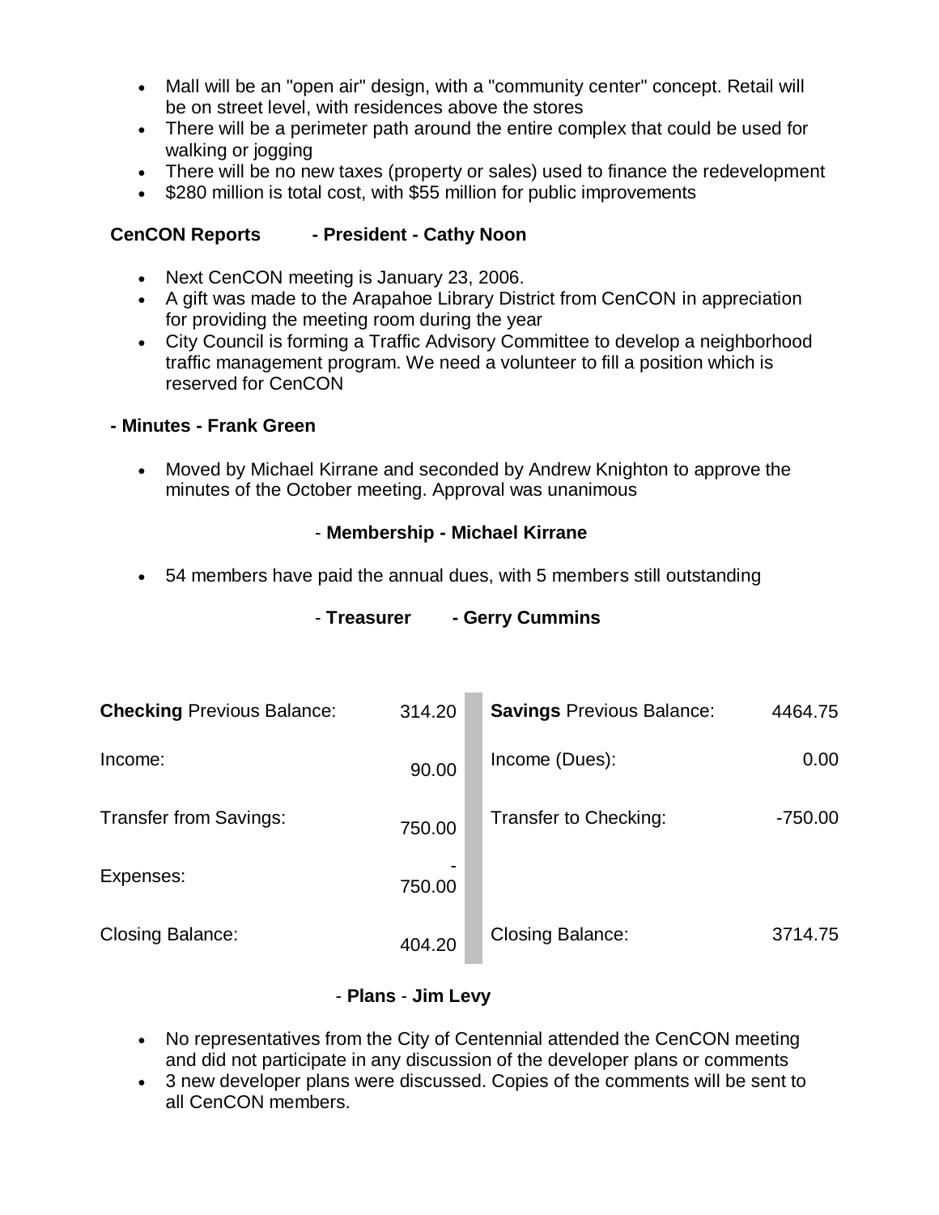- Mall will be an "open air" design, with a "community center" concept. Retail will be on street level, with residences above the stores
- There will be a perimeter path around the entire complex that could be used for walking or jogging
- There will be no new taxes (property or sales) used to finance the redevelopment
- $280 million is total cost, with $55 million for public improvements

**CenCON Reports - President - Cathy Noon**

- Next CenCON meeting is January 23, 2006.
- A gift was made to the Arapahoe Library District from CenCON in appreciation for providing the meeting room during the year
- City Council is forming a Traffic Advisory Committee to develop a neighborhood traffic management program. We need a volunteer to fill a position which is reserved for CenCON

**- Minutes - Frank Green**

- Moved by Michael Kirrane and seconded by Andrew Knighton to approve the minutes of the October meeting. Approval was unanimous

- **Membership - Michael Kirrane**

- 54 members have paid the annual dues, with 5 members still outstanding

- **Treasurer - Gerry Cummins**

| **Checking** Previous Balance: | 314.20 | **Savings** Previous Balance: | 4464.75 |
|---|---|---|---|
| Income: | 90.00 | Income (Dues): | 0.00 |
| Transfer from Savings: | 750.00 | Transfer to Checking: | -750.00 |
| Expenses: | -750.00 | | |
| Closing Balance: | 404.20 | Closing Balance: | 3714.75 |

- **Plans** - **Jim Levy**

- No representatives from the City of Centennial attended the CenCON meeting and did not participate in any discussion of the developer plans or comments
- 3 new developer plans were discussed. Copies of the comments will be sent to all CenCON members.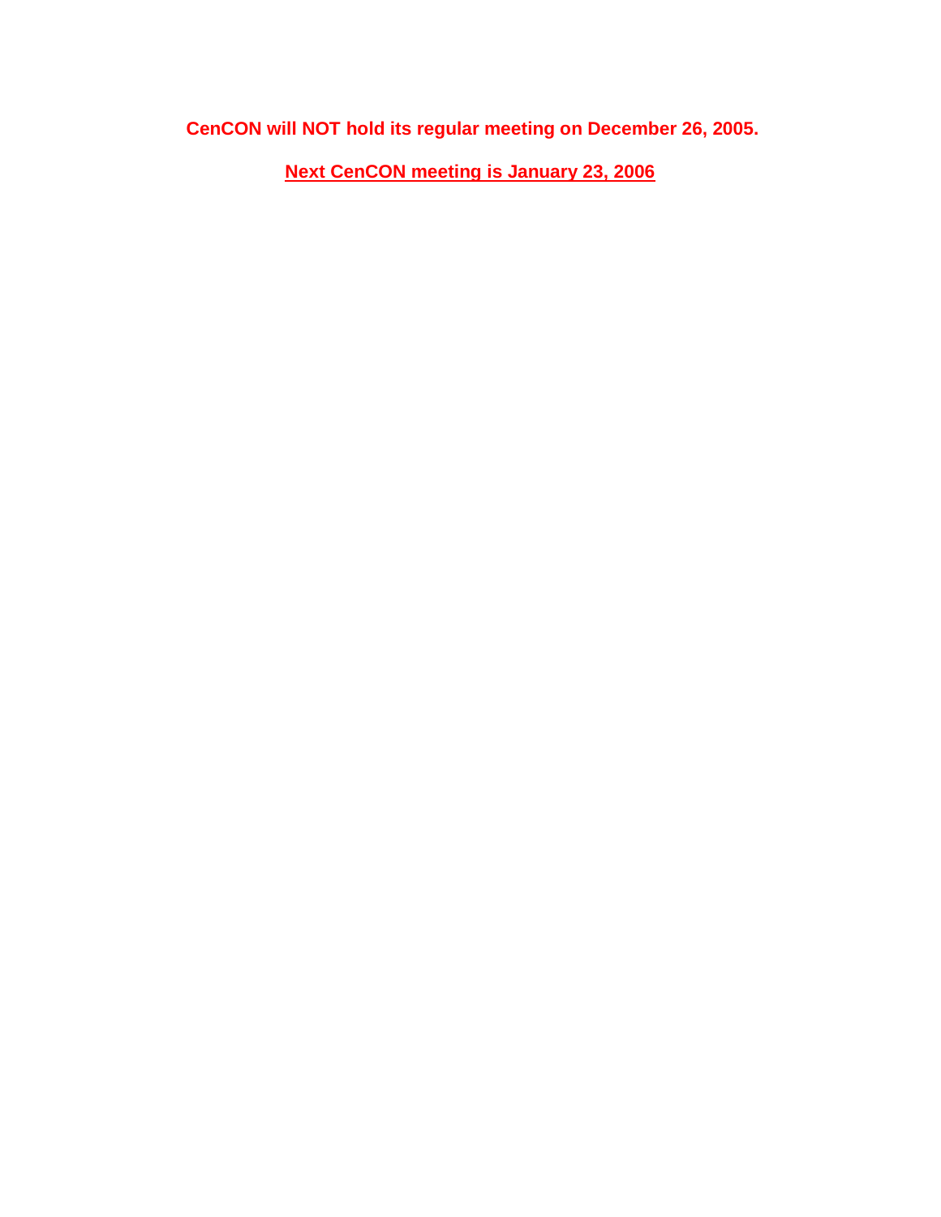**CenCON will NOT hold its regular meeting on December 26, 2005.**

**Next CenCON meeting is January 23, 2006**